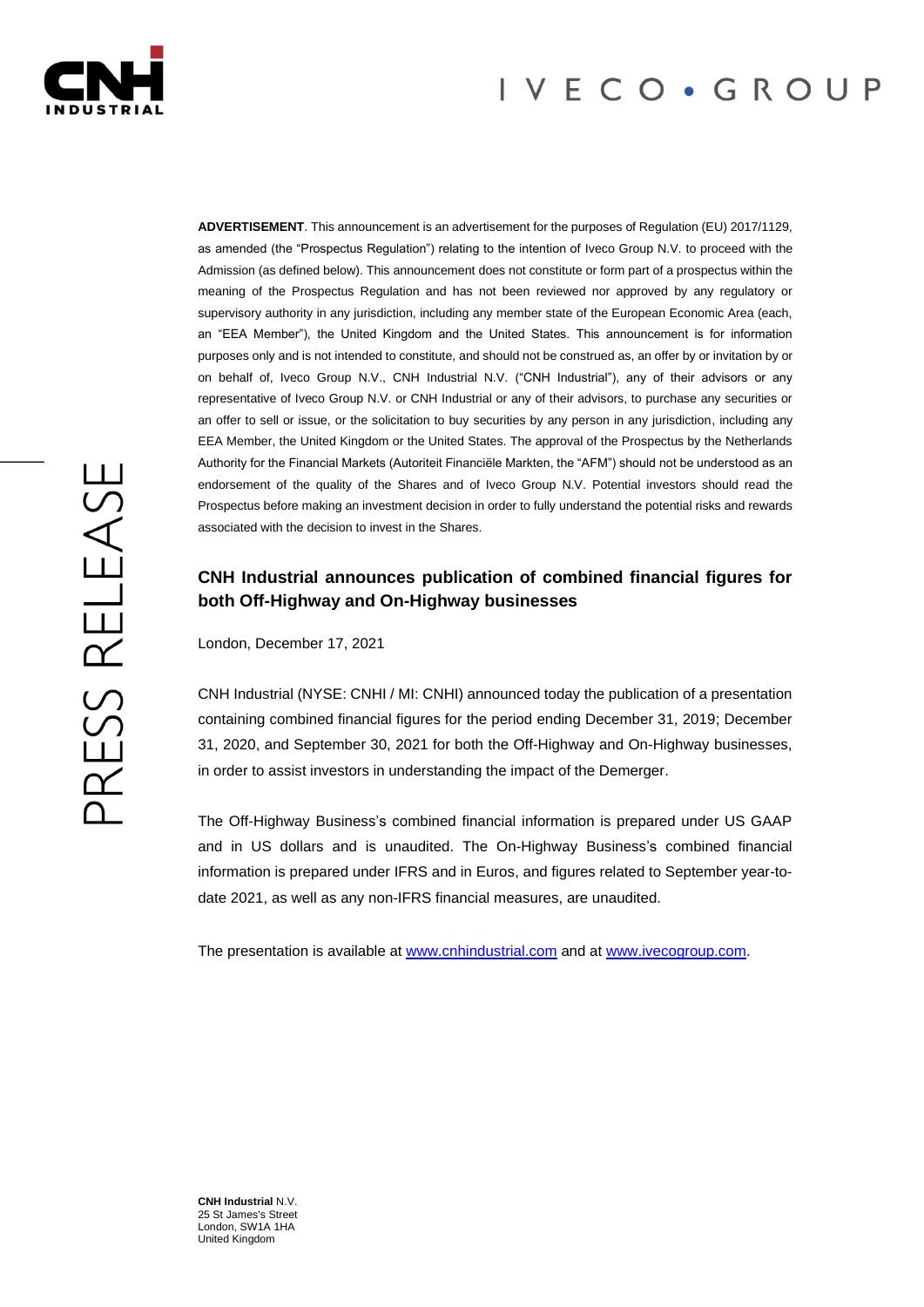**ADVERTISEMENT**. This announcement is an advertisement for the purposes of Regulation (EU) 2017/1129, as amended (the "Prospectus Regulation") relating to the intention of Iveco Group N.V. to proceed with the Admission (as defined below). This announcement does not constitute or form part of a prospectus within the meaning of the Prospectus Regulation and has not been reviewed nor approved by any regulatory or supervisory authority in any jurisdiction, including any member state of the European Economic Area (each, an "EEA Member"), the United Kingdom and the United States. This announcement is for information purposes only and is not intended to constitute, and should not be construed as, an offer by or invitation by or on behalf of, Iveco Group N.V., CNH Industrial N.V. ("CNH Industrial"), any of their advisors or any representative of Iveco Group N.V. or CNH Industrial or any of their advisors, to purchase any securities or an offer to sell or issue, or the solicitation to buy securities by any person in any jurisdiction, including any EEA Member, the United Kingdom or the United States. The approval of the Prospectus by the Netherlands Authority for the Financial Markets (Autoriteit Financiële Markten, the "AFM") should not be understood as an endorsement of the quality of the Shares and of Iveco Group N.V. Potential investors should read the Prospectus before making an investment decision in order to fully understand the potential risks and rewards associated with the decision to invest in the Shares.

## CNH Industrial announces publication of combined financial figures for both Off-Highway and On-Highway businesses

London, December 17, 2021

CNH Industrial (NYSE: CNHI / MI: CNHI) announced today the publication of a presentation containing combined financial figures for the period ending December 31, 2019; December 31, 2020, and September 30, 2021 for both the Off-Highway and On-Highway businesses, in order to assist investors in understanding the impact of the Demerger.

The Off-Highway Business's combined financial information is prepared under US GAAP and in US dollars and is unaudited. The On-Highway Business's combined financial information is prepared under IFRS and in Euros, and figures related to September year-to-date 2021, as well as any non-IFRS financial measures, are unaudited.

The presentation is available at www.cnhindustrial.com and at www.ivecogroup.com.

**CNH Industrial** N.V.
25 St James's Street
London, SW1A 1HA
United Kingdom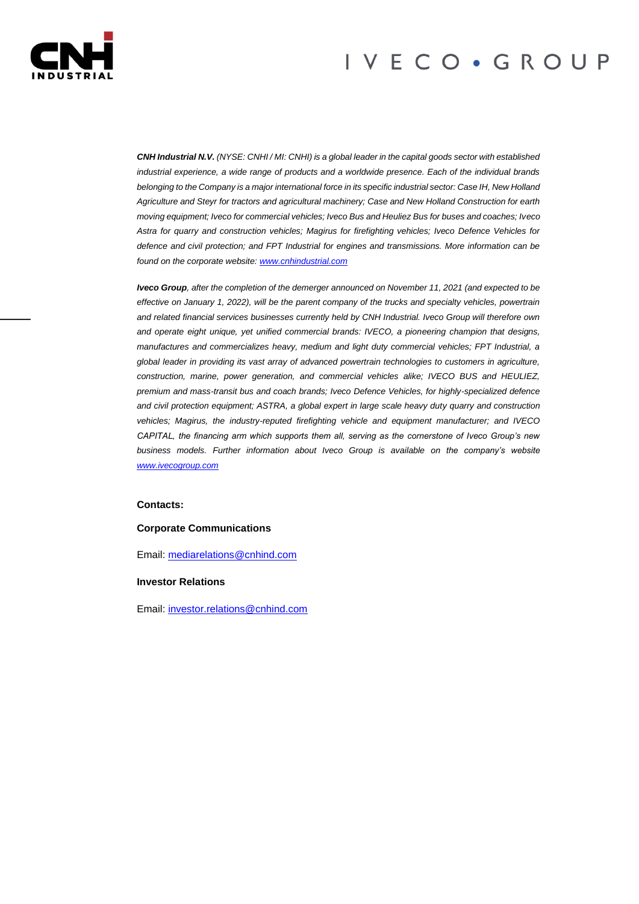***CNH Industrial N.V.*** *(NYSE: CNHI / MI: CNHI) is a global leader in the capital goods sector with established industrial experience, a wide range of products and a worldwide presence. Each of the individual brands belonging to the Company is a major international force in its specific industrial sector: Case IH, New Holland Agriculture and Steyr for tractors and agricultural machinery; Case and New Holland Construction for earth moving equipment; Iveco for commercial vehicles; Iveco Bus and Heuliez Bus for buses and coaches; Iveco Astra for quarry and construction vehicles; Magirus for firefighting vehicles; Iveco Defence Vehicles for defence and civil protection; and FPT Industrial for engines and transmissions. More information can be found on the corporate website: [www.cnhindustrial.com](http://www.cnhindustrial.com)*

***Iveco Group****, after the completion of the demerger announced on November 11, 2021 (and expected to be effective on January 1, 2022), will be the parent company of the trucks and specialty vehicles, powertrain and related financial services businesses currently held by CNH Industrial. Iveco Group will therefore own and operate eight unique, yet unified commercial brands: IVECO, a pioneering champion that designs, manufactures and commercializes heavy, medium and light duty commercial vehicles; FPT Industrial, a global leader in providing its vast array of advanced powertrain technologies to customers in agriculture, construction, marine, power generation, and commercial vehicles alike; IVECO BUS and HEULIEZ, premium and mass-transit bus and coach brands; Iveco Defence Vehicles, for highly-specialized defence and civil protection equipment; ASTRA, a global expert in large scale heavy duty quarry and construction vehicles; Magirus, the industry-reputed firefighting vehicle and equipment manufacturer; and IVECO CAPITAL, the financing arm which supports them all, serving as the cornerstone of Iveco Group's new business models. Further information about Iveco Group is available on the company's website [www.ivecogroup.com](http://www.ivecogroup.com)*

**Contacts:**

**Corporate Communications**

Email: [mediarelations@cnhind.com](mailto:mediarelations@cnhind.com)

**Investor Relations**

Email: [investor.relations@cnhind.com](mailto:investor.relations@cnhind.com)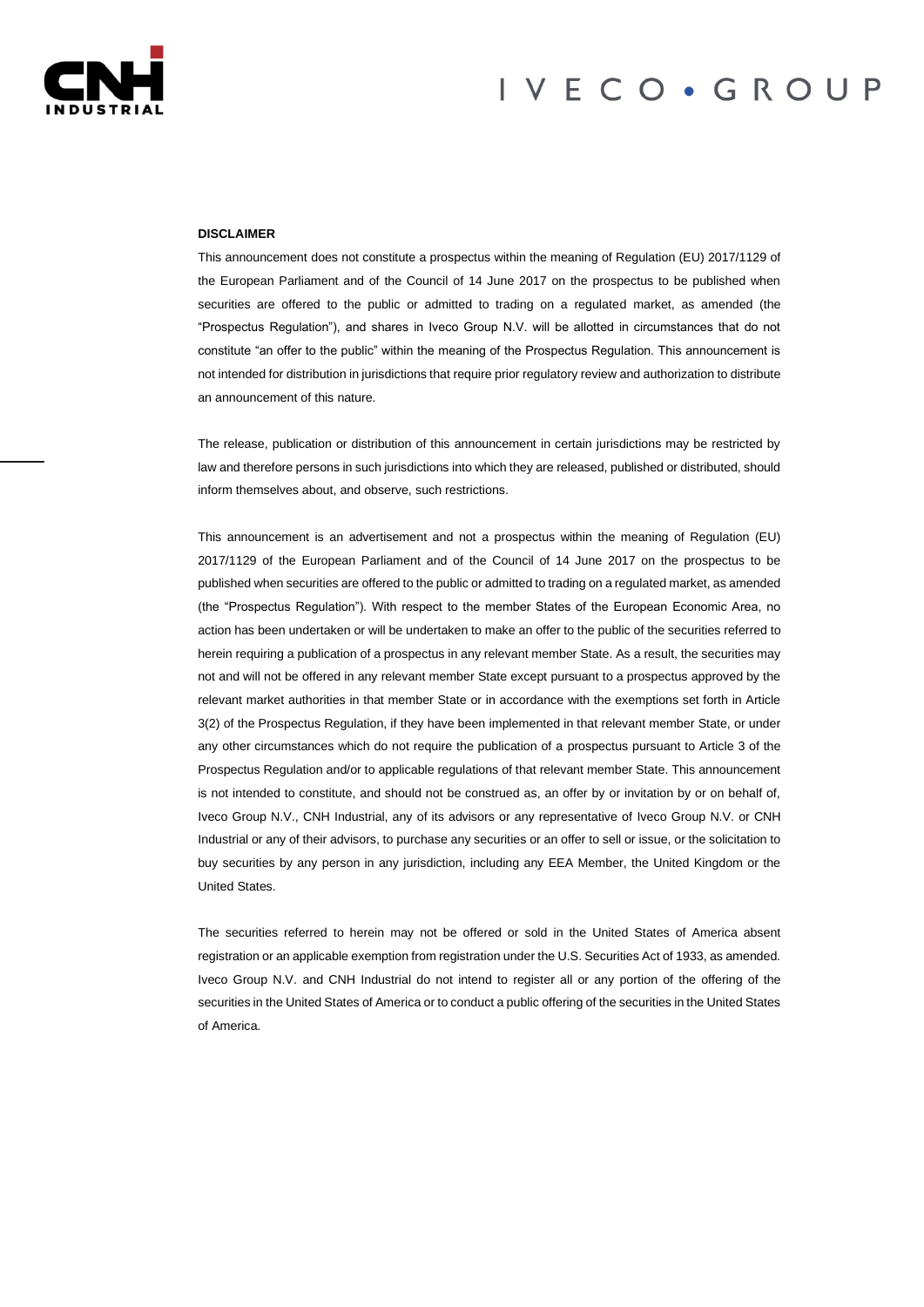**DISCLAIMER**

This announcement does not constitute a prospectus within the meaning of Regulation (EU) 2017/1129 of the European Parliament and of the Council of 14 June 2017 on the prospectus to be published when securities are offered to the public or admitted to trading on a regulated market, as amended (the "Prospectus Regulation"), and shares in Iveco Group N.V. will be allotted in circumstances that do not constitute "an offer to the public" within the meaning of the Prospectus Regulation. This announcement is not intended for distribution in jurisdictions that require prior regulatory review and authorization to distribute an announcement of this nature.

The release, publication or distribution of this announcement in certain jurisdictions may be restricted by law and therefore persons in such jurisdictions into which they are released, published or distributed, should inform themselves about, and observe, such restrictions.

This announcement is an advertisement and not a prospectus within the meaning of Regulation (EU) 2017/1129 of the European Parliament and of the Council of 14 June 2017 on the prospectus to be published when securities are offered to the public or admitted to trading on a regulated market, as amended (the "Prospectus Regulation"). With respect to the member States of the European Economic Area, no action has been undertaken or will be undertaken to make an offer to the public of the securities referred to herein requiring a publication of a prospectus in any relevant member State. As a result, the securities may not and will not be offered in any relevant member State except pursuant to a prospectus approved by the relevant market authorities in that member State or in accordance with the exemptions set forth in Article 3(2) of the Prospectus Regulation, if they have been implemented in that relevant member State, or under any other circumstances which do not require the publication of a prospectus pursuant to Article 3 of the Prospectus Regulation and/or to applicable regulations of that relevant member State. This announcement is not intended to constitute, and should not be construed as, an offer by or invitation by or on behalf of, Iveco Group N.V., CNH Industrial, any of its advisors or any representative of Iveco Group N.V. or CNH Industrial or any of their advisors, to purchase any securities or an offer to sell or issue, or the solicitation to buy securities by any person in any jurisdiction, including any EEA Member, the United Kingdom or the United States.

The securities referred to herein may not be offered or sold in the United States of America absent registration or an applicable exemption from registration under the U.S. Securities Act of 1933, as amended. Iveco Group N.V. and CNH Industrial do not intend to register all or any portion of the offering of the securities in the United States of America or to conduct a public offering of the securities in the United States of America.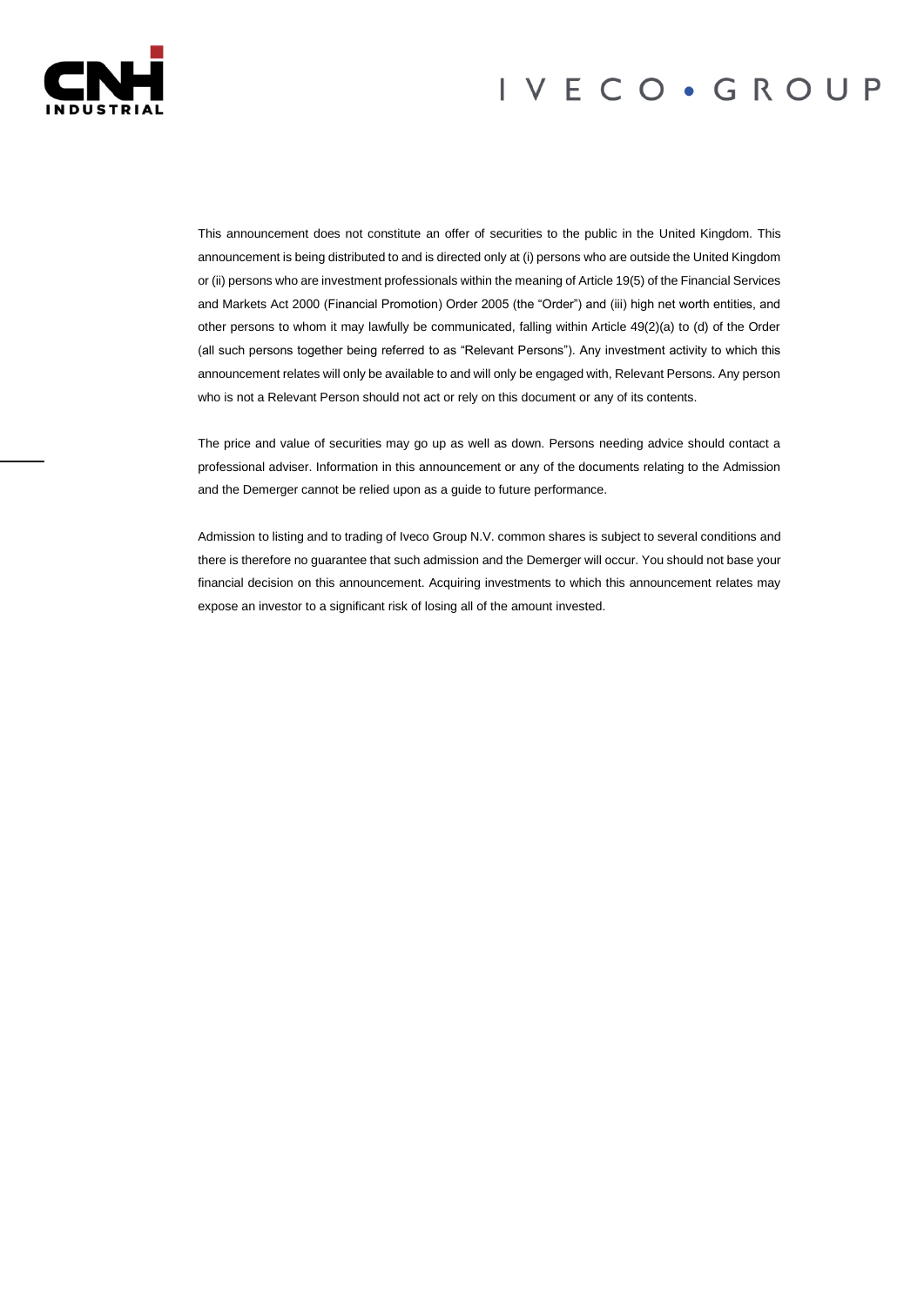This announcement does not constitute an offer of securities to the public in the United Kingdom. This announcement is being distributed to and is directed only at (i) persons who are outside the United Kingdom or (ii) persons who are investment professionals within the meaning of Article 19(5) of the Financial Services and Markets Act 2000 (Financial Promotion) Order 2005 (the “Order”) and (iii) high net worth entities, and other persons to whom it may lawfully be communicated, falling within Article 49(2)(a) to (d) of the Order (all such persons together being referred to as “Relevant Persons”). Any investment activity to which this announcement relates will only be available to and will only be engaged with, Relevant Persons. Any person who is not a Relevant Person should not act or rely on this document or any of its contents.

The price and value of securities may go up as well as down. Persons needing advice should contact a professional adviser. Information in this announcement or any of the documents relating to the Admission and the Demerger cannot be relied upon as a guide to future performance.

Admission to listing and to trading of Iveco Group N.V. common shares is subject to several conditions and there is therefore no guarantee that such admission and the Demerger will occur. You should not base your financial decision on this announcement. Acquiring investments to which this announcement relates may expose an investor to a significant risk of losing all of the amount invested.